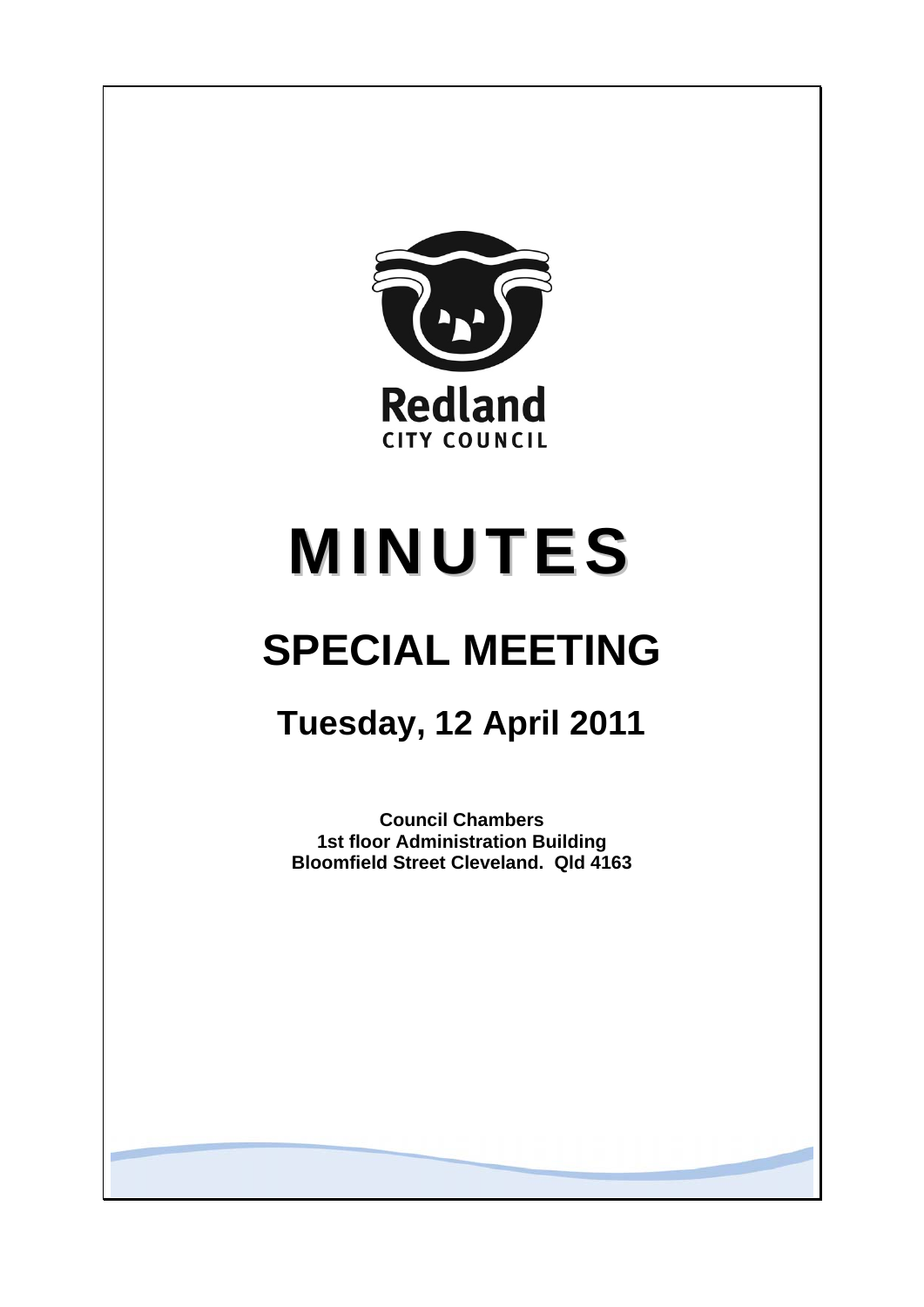Redland

CITY COUNCIL

# MINUTES

# SPECIAL MEETING

## Tuesday, 12 April 2011

**Council Chambers**
**1st floor Administration Building**
**Bloomfield Street Cleveland. Qld 4163**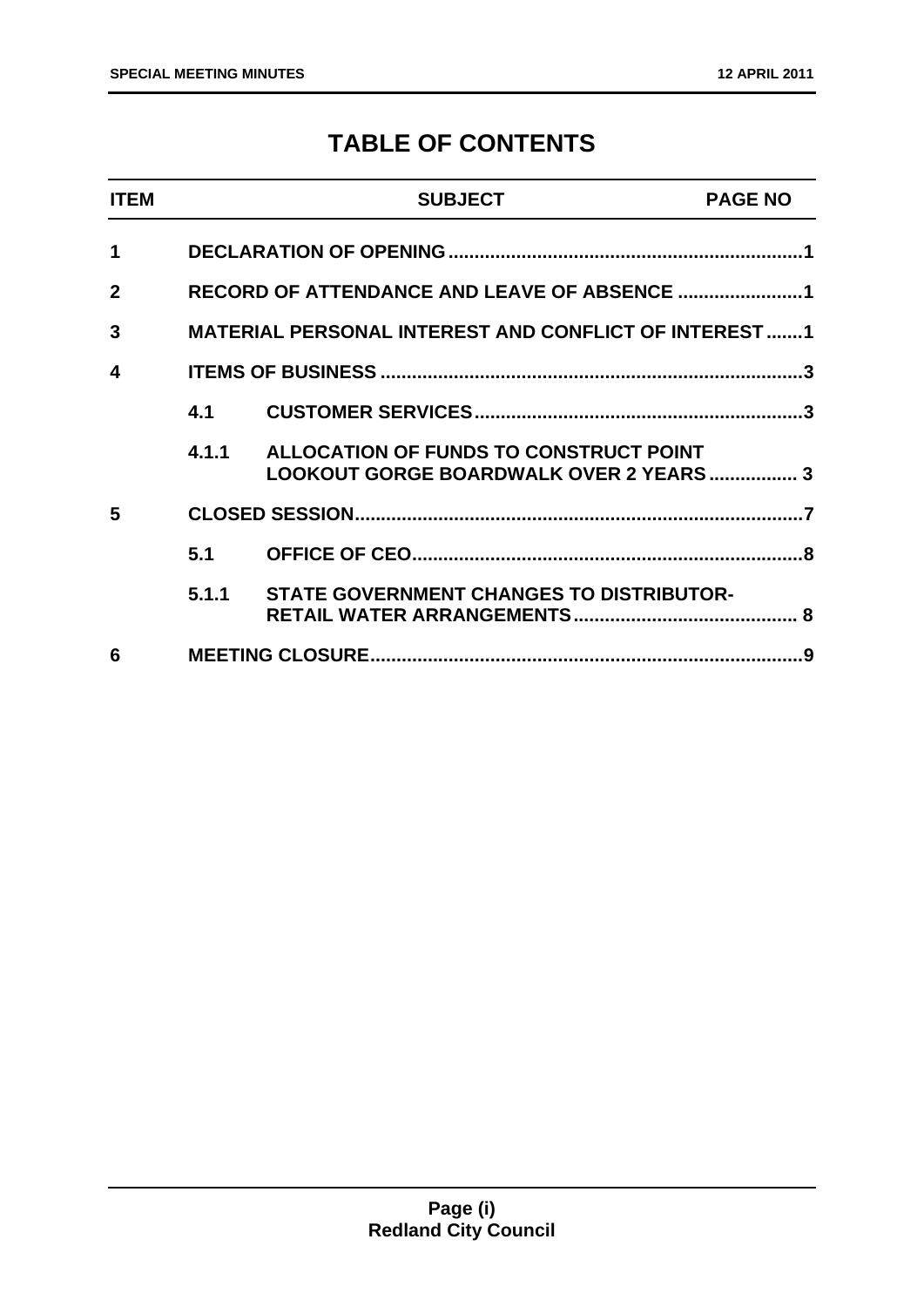# TABLE OF CONTENTS

| ITEM | | SUBJECT | PAGE NO |
|---|---|---|---|
| 1 | | DECLARATION OF OPENING | 1 |
| 2 | | RECORD OF ATTENDANCE AND LEAVE OF ABSENCE | 1 |
| 3 | | MATERIAL PERSONAL INTEREST AND CONFLICT OF INTEREST | 1 |
| 4 | | ITEMS OF BUSINESS | 3 |
| | 4.1 | CUSTOMER SERVICES | 3 |
| | 4.1.1 | ALLOCATION OF FUNDS TO CONSTRUCT POINT LOOKOUT GORGE BOARDWALK OVER 2 YEARS | 3 |
| 5 | | CLOSED SESSION | 7 |
| | 5.1 | OFFICE OF CEO | 8 |
| | 5.1.1 | STATE GOVERNMENT CHANGES TO DISTRIBUTOR-RETAIL WATER ARRANGEMENTS | 8 |
| 6 | | MEETING CLOSURE | 9 |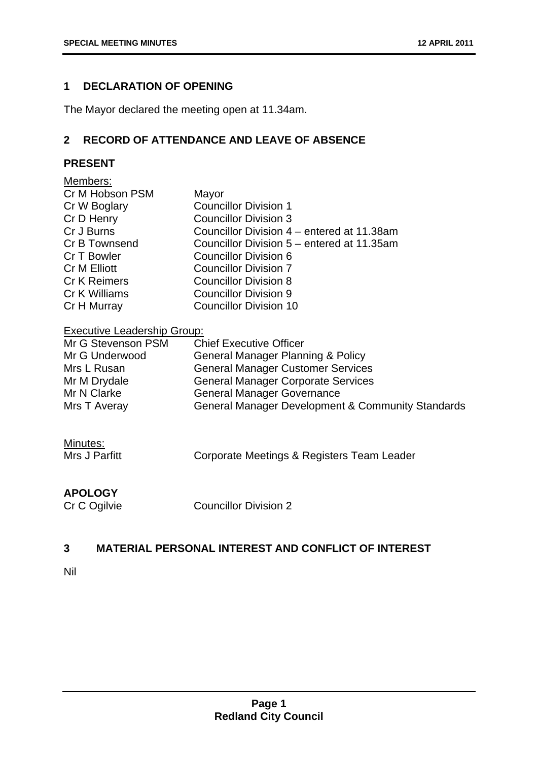## 1 DECLARATION OF OPENING

The Mayor declared the meeting open at 11.34am.

## 2 RECORD OF ATTENDANCE AND LEAVE OF ABSENCE

### PRESENT

Members:

| | |
|---|---|
| Cr M Hobson PSM | Mayor |
| Cr W Boglary | Councillor Division 1 |
| Cr D Henry | Councillor Division 3 |
| Cr J Burns | Councillor Division 4 – entered at 11.38am |
| Cr B Townsend | Councillor Division 5 – entered at 11.35am |
| Cr T Bowler | Councillor Division 6 |
| Cr M Elliott | Councillor Division 7 |
| Cr K Reimers | Councillor Division 8 |
| Cr K Williams | Councillor Division 9 |
| Cr H Murray | Councillor Division 10 |

Executive Leadership Group:

| | |
|---|---|
| Mr G Stevenson PSM | Chief Executive Officer |
| Mr G Underwood | General Manager Planning & Policy |
| Mrs L Rusan | General Manager Customer Services |
| Mr M Drydale | General Manager Corporate Services |
| Mr N Clarke | General Manager Governance |
| Mrs T Averay | General Manager Development & Community Standards |

Minutes:

| | |
|---|---|
| Mrs J Parfitt | Corporate Meetings & Registers Team Leader |

### APOLOGY

| | |
|---|---|
| Cr C Ogilvie | Councillor Division 2 |

## 3 MATERIAL PERSONAL INTEREST AND CONFLICT OF INTEREST

Nil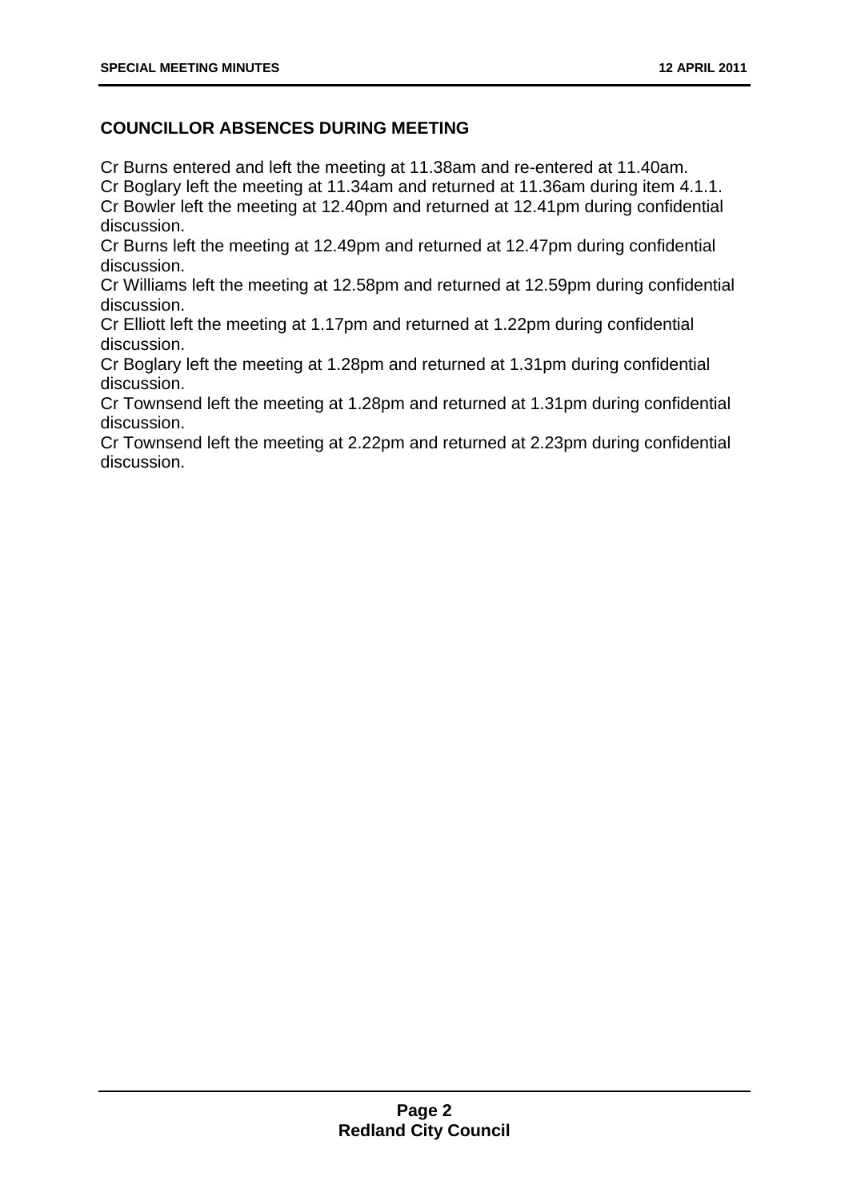## COUNCILLOR ABSENCES DURING MEETING

Cr Burns entered and left the meeting at 11.38am and re-entered at 11.40am.
Cr Boglary left the meeting at 11.34am and returned at 11.36am during item 4.1.1.
Cr Bowler left the meeting at 12.40pm and returned at 12.41pm during confidential discussion.
Cr Burns left the meeting at 12.49pm and returned at 12.47pm during confidential discussion.
Cr Williams left the meeting at 12.58pm and returned at 12.59pm during confidential discussion.
Cr Elliott left the meeting at 1.17pm and returned at 1.22pm during confidential discussion.
Cr Boglary left the meeting at 1.28pm and returned at 1.31pm during confidential discussion.
Cr Townsend left the meeting at 1.28pm and returned at 1.31pm during confidential discussion.
Cr Townsend left the meeting at 2.22pm and returned at 2.23pm during confidential discussion.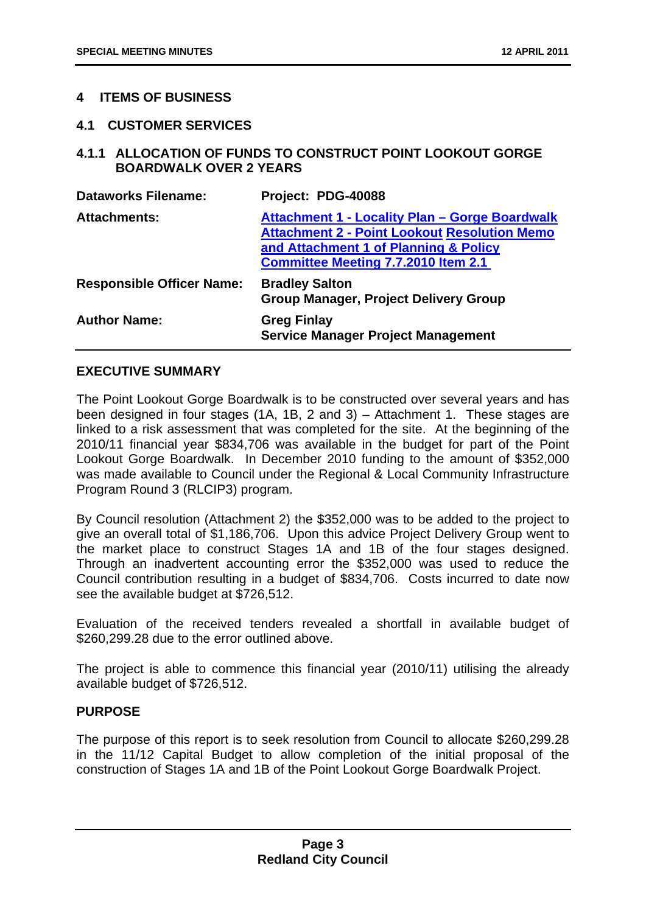## 4 ITEMS OF BUSINESS

### 4.1 CUSTOMER SERVICES

#### 4.1.1 ALLOCATION OF FUNDS TO CONSTRUCT POINT LOOKOUT GORGE BOARDWALK OVER 2 YEARS

| | |
|---|---|
| **Dataworks Filename:** | **Project: PDG-40088** |
| **Attachments:** | **Attachment 1 - Locality Plan – Gorge Boardwalk**<br>**Attachment 2 - Point Lookout Resolution Memo and Attachment 1 of Planning & Policy Committee Meeting 7.7.2010 Item 2.1** |
| **Responsible Officer Name:** | **Bradley Salton**<br>**Group Manager, Project Delivery Group** |
| **Author Name:** | **Greg Finlay**<br>**Service Manager Project Management** |

**EXECUTIVE SUMMARY**

The Point Lookout Gorge Boardwalk is to be constructed over several years and has been designed in four stages (1A, 1B, 2 and 3) – Attachment 1. These stages are linked to a risk assessment that was completed for the site. At the beginning of the 2010/11 financial year $834,706 was available in the budget for part of the Point Lookout Gorge Boardwalk. In December 2010 funding to the amount of $352,000 was made available to Council under the Regional & Local Community Infrastructure Program Round 3 (RLCIP3) program.

By Council resolution (Attachment 2) the $352,000 was to be added to the project to give an overall total of $1,186,706. Upon this advice Project Delivery Group went to the market place to construct Stages 1A and 1B of the four stages designed. Through an inadvertent accounting error the $352,000 was used to reduce the Council contribution resulting in a budget of $834,706. Costs incurred to date now see the available budget at $726,512.

Evaluation of the received tenders revealed a shortfall in available budget of $260,299.28 due to the error outlined above.

The project is able to commence this financial year (2010/11) utilising the already available budget of $726,512.

**PURPOSE**

The purpose of this report is to seek resolution from Council to allocate $260,299.28 in the 11/12 Capital Budget to allow completion of the initial proposal of the construction of Stages 1A and 1B of the Point Lookout Gorge Boardwalk Project.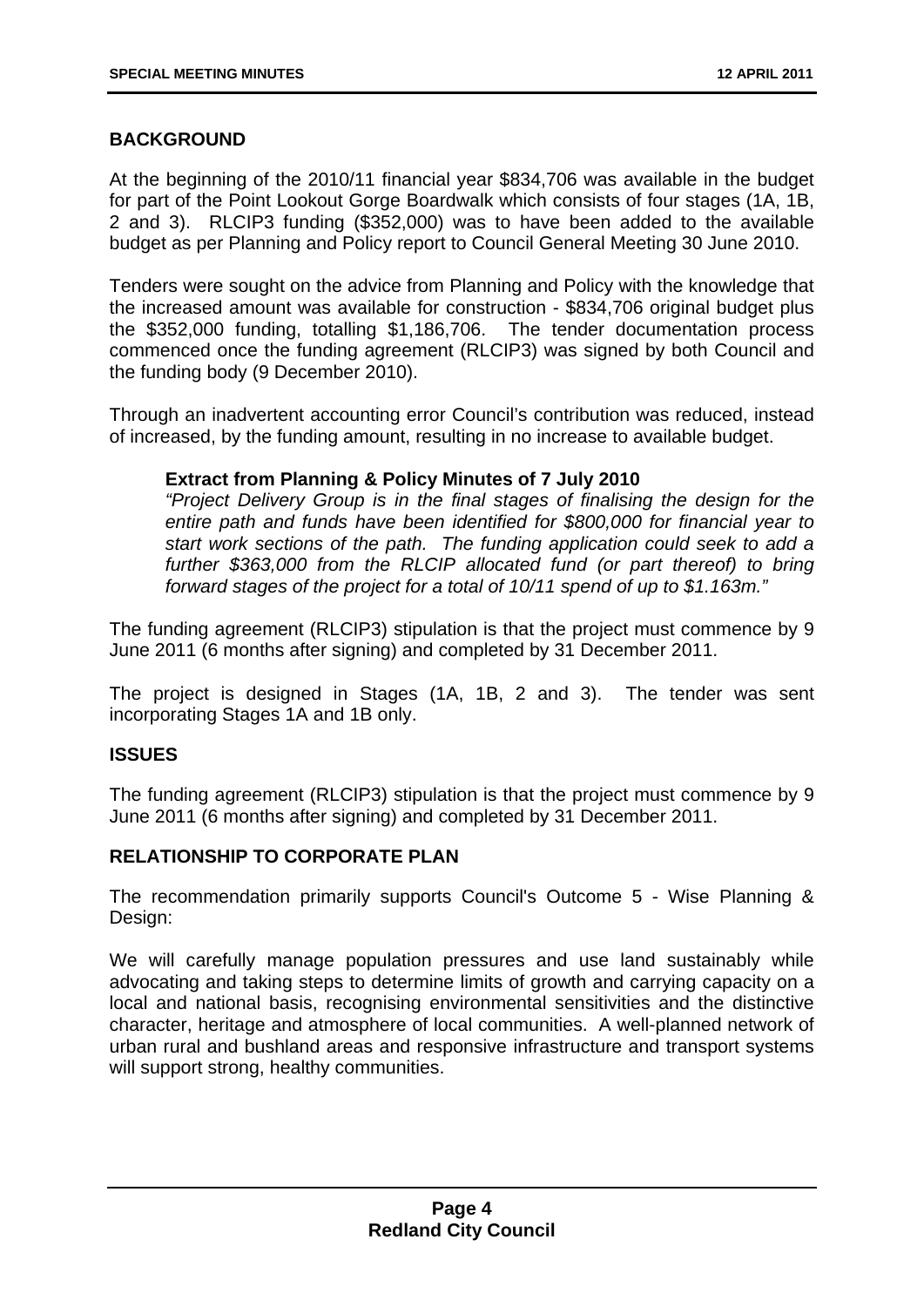## BACKGROUND

At the beginning of the 2010/11 financial year $834,706 was available in the budget for part of the Point Lookout Gorge Boardwalk which consists of four stages (1A, 1B, 2 and 3). RLCIP3 funding ($352,000) was to have been added to the available budget as per Planning and Policy report to Council General Meeting 30 June 2010.

Tenders were sought on the advice from Planning and Policy with the knowledge that the increased amount was available for construction - $834,706 original budget plus the $352,000 funding, totalling $1,186,706. The tender documentation process commenced once the funding agreement (RLCIP3) was signed by both Council and the funding body (9 December 2010).

Through an inadvertent accounting error Council's contribution was reduced, instead of increased, by the funding amount, resulting in no increase to available budget.

> **Extract from Planning & Policy Minutes of 7 July 2010**
> *"Project Delivery Group is in the final stages of finalising the design for the entire path and funds have been identified for $800,000 for financial year to start work sections of the path. The funding application could seek to add a further $363,000 from the RLCIP allocated fund (or part thereof) to bring forward stages of the project for a total of 10/11 spend of up to $1.163m."*

The funding agreement (RLCIP3) stipulation is that the project must commence by 9 June 2011 (6 months after signing) and completed by 31 December 2011.

The project is designed in Stages (1A, 1B, 2 and 3). The tender was sent incorporating Stages 1A and 1B only.

## ISSUES

The funding agreement (RLCIP3) stipulation is that the project must commence by 9 June 2011 (6 months after signing) and completed by 31 December 2011.

## RELATIONSHIP TO CORPORATE PLAN

The recommendation primarily supports Council's Outcome 5 - Wise Planning & Design:

We will carefully manage population pressures and use land sustainably while advocating and taking steps to determine limits of growth and carrying capacity on a local and national basis, recognising environmental sensitivities and the distinctive character, heritage and atmosphere of local communities. A well-planned network of urban rural and bushland areas and responsive infrastructure and transport systems will support strong, healthy communities.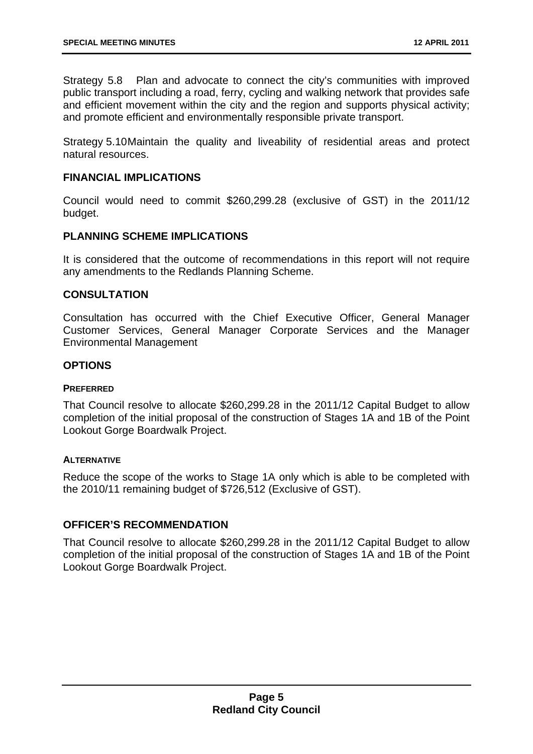Strategy 5.8 Plan and advocate to connect the city's communities with improved public transport including a road, ferry, cycling and walking network that provides safe and efficient movement within the city and the region and supports physical activity; and promote efficient and environmentally responsible private transport.

Strategy 5.10 Maintain the quality and liveability of residential areas and protect natural resources.

## FINANCIAL IMPLICATIONS

Council would need to commit $260,299.28 (exclusive of GST) in the 2011/12 budget.

## PLANNING SCHEME IMPLICATIONS

It is considered that the outcome of recommendations in this report will not require any amendments to the Redlands Planning Scheme.

## CONSULTATION

Consultation has occurred with the Chief Executive Officer, General Manager Customer Services, General Manager Corporate Services and the Manager Environmental Management

## OPTIONS

### PREFERRED

That Council resolve to allocate $260,299.28 in the 2011/12 Capital Budget to allow completion of the initial proposal of the construction of Stages 1A and 1B of the Point Lookout Gorge Boardwalk Project.

### ALTERNATIVE

Reduce the scope of the works to Stage 1A only which is able to be completed with the 2010/11 remaining budget of $726,512 (Exclusive of GST).

## OFFICER'S RECOMMENDATION

That Council resolve to allocate $260,299.28 in the 2011/12 Capital Budget to allow completion of the initial proposal of the construction of Stages 1A and 1B of the Point Lookout Gorge Boardwalk Project.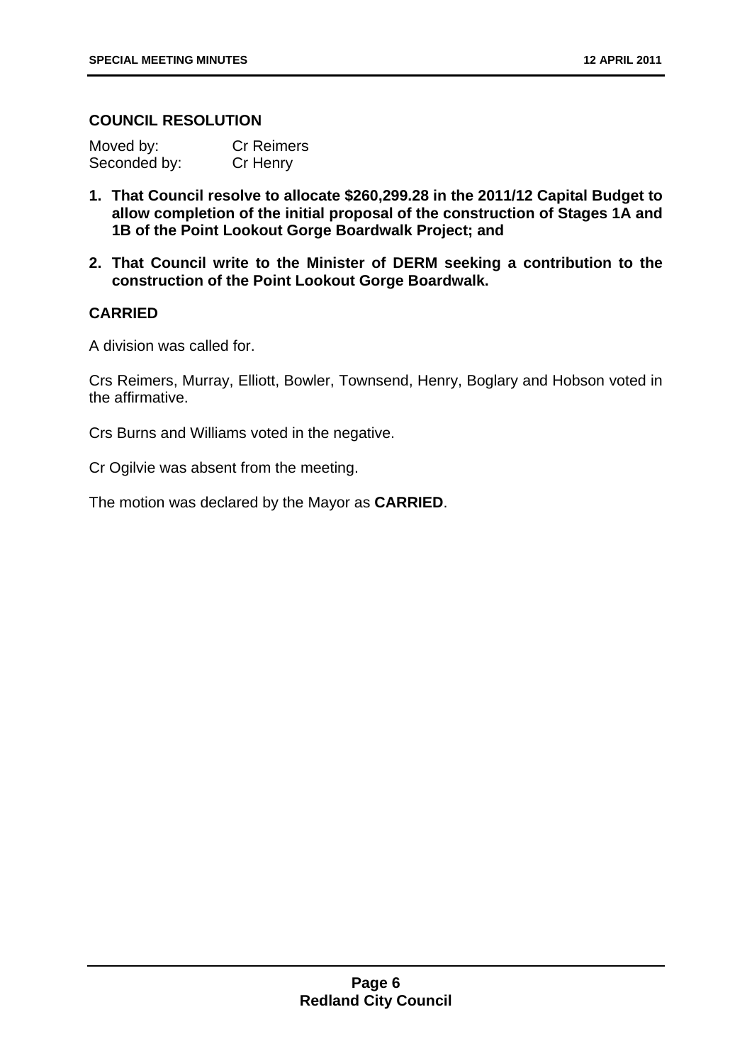## COUNCIL RESOLUTION

Moved by: Cr Reimers
Seconded by: Cr Henry

1. **That Council resolve to allocate $260,299.28 in the 2011/12 Capital Budget to allow completion of the initial proposal of the construction of Stages 1A and 1B of the Point Lookout Gorge Boardwalk Project; and**
2. **That Council write to the Minister of DERM seeking a contribution to the construction of the Point Lookout Gorge Boardwalk.**

**CARRIED**

A division was called for.

Crs Reimers, Murray, Elliott, Bowler, Townsend, Henry, Boglary and Hobson voted in the affirmative.

Crs Burns and Williams voted in the negative.

Cr Ogilvie was absent from the meeting.

The motion was declared by the Mayor as **CARRIED**.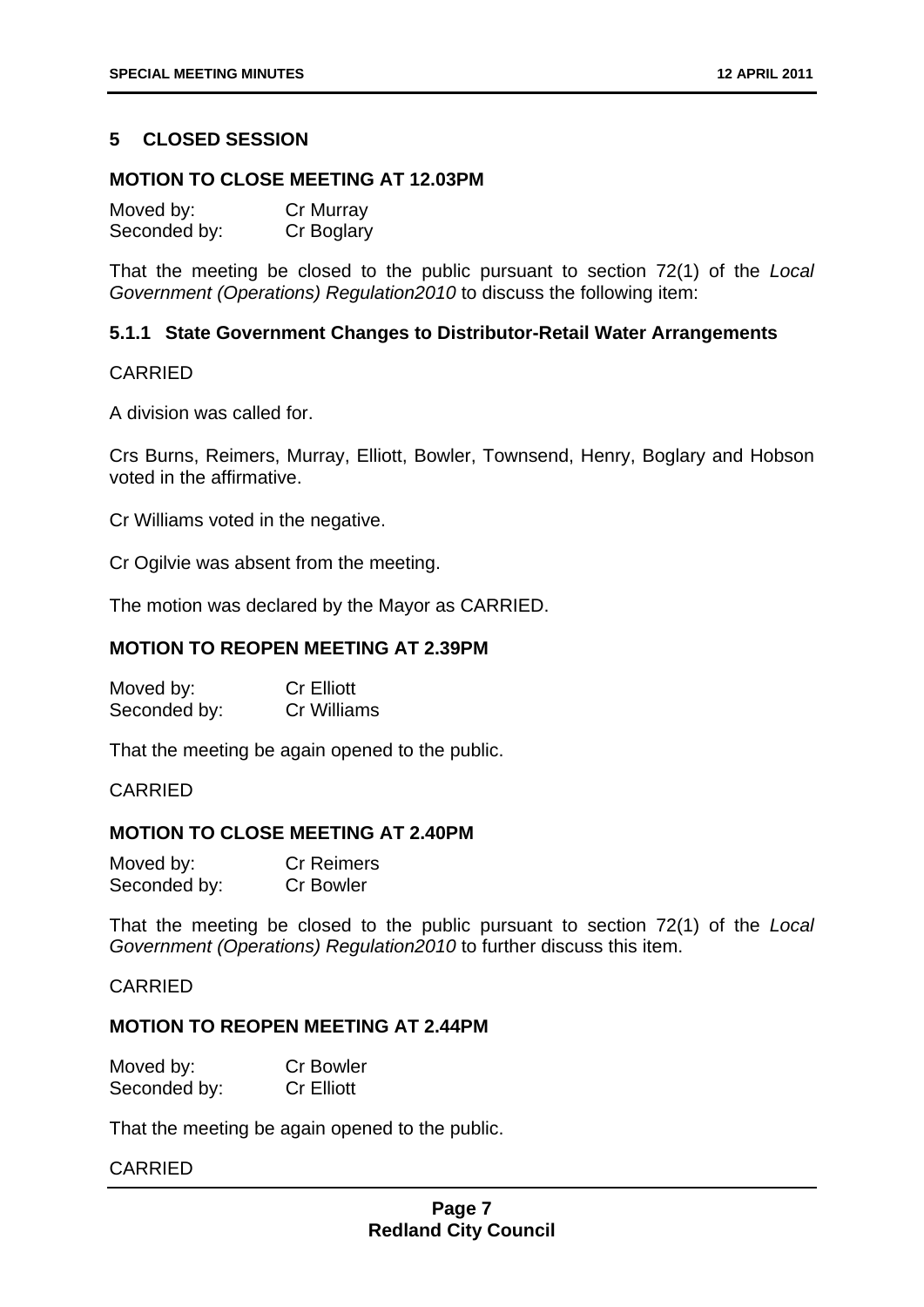## 5 CLOSED SESSION

### MOTION TO CLOSE MEETING AT 12.03PM

Moved by: Cr Murray
Seconded by: Cr Boglary

That the meeting be closed to the public pursuant to section 72(1) of the *Local Government (Operations) Regulation2010* to discuss the following item:

### 5.1.1 State Government Changes to Distributor-Retail Water Arrangements

CARRIED

A division was called for.

Crs Burns, Reimers, Murray, Elliott, Bowler, Townsend, Henry, Boglary and Hobson voted in the affirmative.

Cr Williams voted in the negative.

Cr Ogilvie was absent from the meeting.

The motion was declared by the Mayor as CARRIED.

### MOTION TO REOPEN MEETING AT 2.39PM

Moved by: Cr Elliott
Seconded by: Cr Williams

That the meeting be again opened to the public.

CARRIED

### MOTION TO CLOSE MEETING AT 2.40PM

Moved by: Cr Reimers
Seconded by: Cr Bowler

That the meeting be closed to the public pursuant to section 72(1) of the *Local Government (Operations) Regulation2010* to further discuss this item.

CARRIED

### MOTION TO REOPEN MEETING AT 2.44PM

Moved by: Cr Bowler
Seconded by: Cr Elliott

That the meeting be again opened to the public.

CARRIED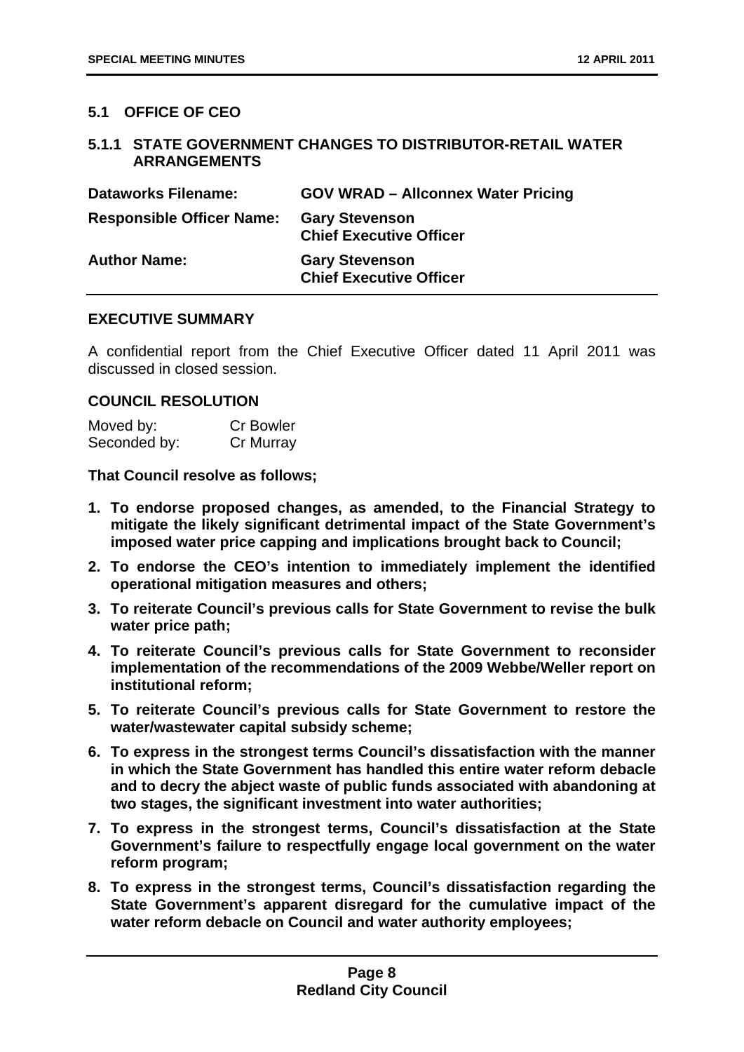## 5.1 OFFICE OF CEO

### 5.1.1 STATE GOVERNMENT CHANGES TO DISTRIBUTOR-RETAIL WATER ARRANGEMENTS

| | |
|---|---|
| **Dataworks Filename:** | **GOV WRAD – Allconnex Water Pricing** |
| **Responsible Officer Name:** | **Gary Stevenson**<br>**Chief Executive Officer** |
| **Author Name:** | **Gary Stevenson**<br>**Chief Executive Officer** |

#### EXECUTIVE SUMMARY

A confidential report from the Chief Executive Officer dated 11 April 2011 was discussed in closed session.

#### COUNCIL RESOLUTION

Moved by: Cr Bowler
Seconded by: Cr Murray

**That Council resolve as follows;**

1. **To endorse proposed changes, as amended, to the Financial Strategy to mitigate the likely significant detrimental impact of the State Government's imposed water price capping and implications brought back to Council;**
2. **To endorse the CEO's intention to immediately implement the identified operational mitigation measures and others;**
3. **To reiterate Council's previous calls for State Government to revise the bulk water price path;**
4. **To reiterate Council's previous calls for State Government to reconsider implementation of the recommendations of the 2009 Webbe/Weller report on institutional reform;**
5. **To reiterate Council's previous calls for State Government to restore the water/wastewater capital subsidy scheme;**
6. **To express in the strongest terms Council's dissatisfaction with the manner in which the State Government has handled this entire water reform debacle and to decry the abject waste of public funds associated with abandoning at two stages, the significant investment into water authorities;**
7. **To express in the strongest terms, Council's dissatisfaction at the State Government's failure to respectfully engage local government on the water reform program;**
8. **To express in the strongest terms, Council's dissatisfaction regarding the State Government's apparent disregard for the cumulative impact of the water reform debacle on Council and water authority employees;**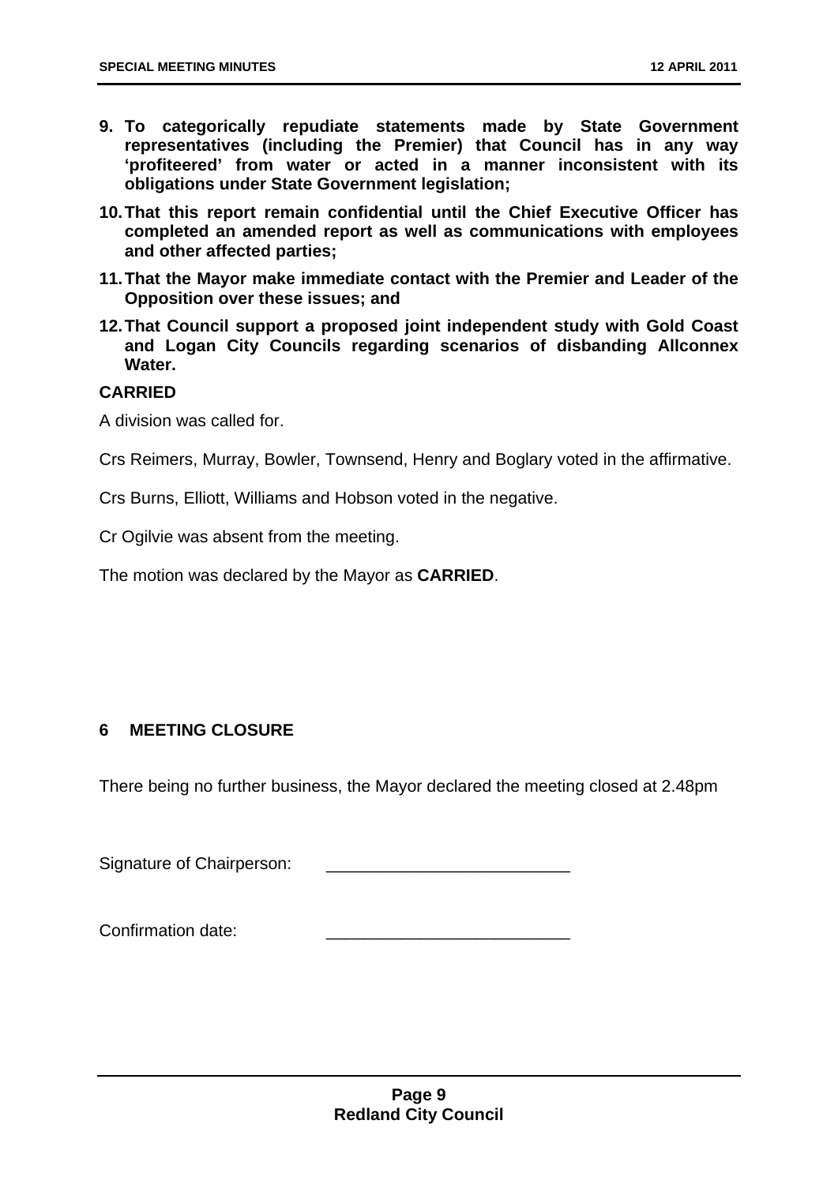9. **To categorically repudiate statements made by State Government representatives (including the Premier) that Council has in any way 'profiteered' from water or acted in a manner inconsistent with its obligations under State Government legislation;**
10. **That this report remain confidential until the Chief Executive Officer has completed an amended report as well as communications with employees and other affected parties;**
11. **That the Mayor make immediate contact with the Premier and Leader of the Opposition over these issues; and**
12. **That Council support a proposed joint independent study with Gold Coast and Logan City Councils regarding scenarios of disbanding Allconnex Water.**

**CARRIED**

A division was called for.

Crs Reimers, Murray, Bowler, Townsend, Henry and Boglary voted in the affirmative.

Crs Burns, Elliott, Williams and Hobson voted in the negative.

Cr Ogilvie was absent from the meeting.

The motion was declared by the Mayor as **CARRIED**.

## 6 MEETING CLOSURE

There being no further business, the Mayor declared the meeting closed at 2.48pm

Signature of Chairperson: \_\_\_\_\_\_\_\_\_\_\_\_\_\_\_\_\_\_\_\_\_\_\_\_\_\_

Confirmation date: \_\_\_\_\_\_\_\_\_\_\_\_\_\_\_\_\_\_\_\_\_\_\_\_\_\_